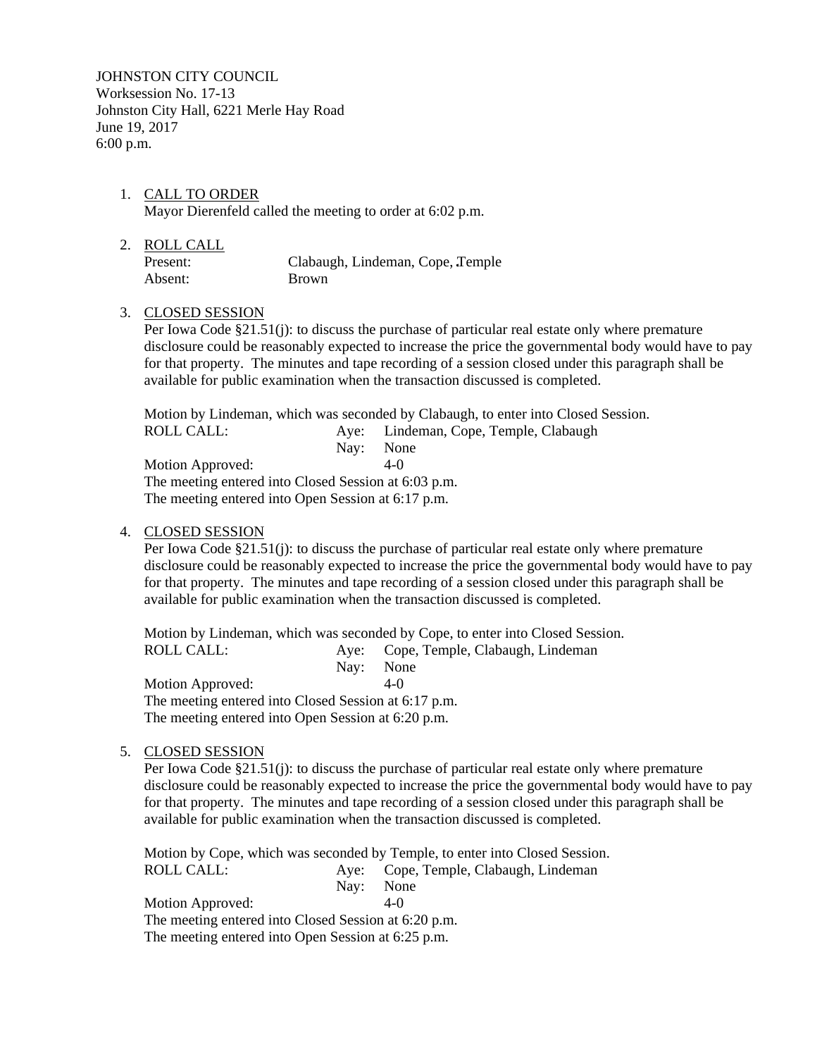JOHNSTON CITY COUNCIL
Worksession No. 17-13
Johnston City Hall, 6221 Merle Hay Road
June 19, 2017
6:00 p.m.

1. CALL TO ORDER
   Mayor Dierenfeld called the meeting to order at 6:02 p.m.

2. ROLL CALL

   | | |
   |---|---|
   | Present: | Clabaugh, Lindeman, Cope, Temple |
   | Absent: | Brown |

3. CLOSED SESSION
   Per Iowa Code §21.51(j): to discuss the purchase of particular real estate only where premature disclosure could be reasonably expected to increase the price the governmental body would have to pay for that property. The minutes and tape recording of a session closed under this paragraph shall be available for public examination when the transaction discussed is completed.

   Motion by Lindeman, which was seconded by Clabaugh, to enter into Closed Session.

   | | | |
   |---|---|---|
   | ROLL CALL: | Aye: | Lindeman, Cope, Temple, Clabaugh |
   | | Nay: | None |
   | Motion Approved: | | 4-0 |

   The meeting entered into Closed Session at 6:03 p.m.
   The meeting entered into Open Session at 6:17 p.m.

4. CLOSED SESSION
   Per Iowa Code §21.51(j): to discuss the purchase of particular real estate only where premature disclosure could be reasonably expected to increase the price the governmental body would have to pay for that property. The minutes and tape recording of a session closed under this paragraph shall be available for public examination when the transaction discussed is completed.

   Motion by Lindeman, which was seconded by Cope, to enter into Closed Session.

   | | | |
   |---|---|---|
   | ROLL CALL: | Aye: | Cope, Temple, Clabaugh, Lindeman |
   | | Nay: | None |
   | Motion Approved: | | 4-0 |

   The meeting entered into Closed Session at 6:17 p.m.
   The meeting entered into Open Session at 6:20 p.m.

5. CLOSED SESSION
   Per Iowa Code §21.51(j): to discuss the purchase of particular real estate only where premature disclosure could be reasonably expected to increase the price the governmental body would have to pay for that property. The minutes and tape recording of a session closed under this paragraph shall be available for public examination when the transaction discussed is completed.

   Motion by Cope, which was seconded by Temple, to enter into Closed Session.

   | | | |
   |---|---|---|
   | ROLL CALL: | Aye: | Cope, Temple, Clabaugh, Lindeman |
   | | Nay: | None |
   | Motion Approved: | | 4-0 |

   The meeting entered into Closed Session at 6:20 p.m.
   The meeting entered into Open Session at 6:25 p.m.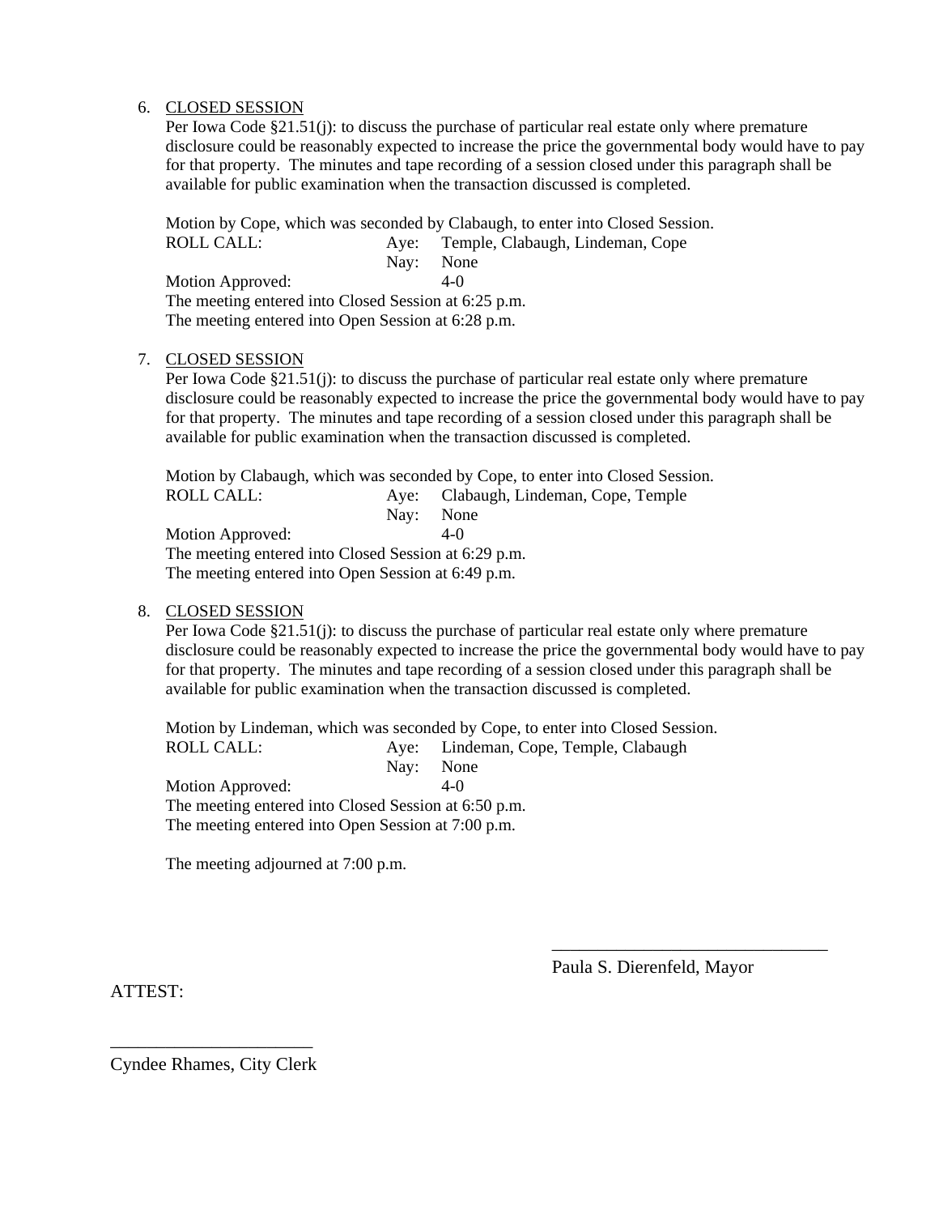6. <u>CLOSED SESSION</u>

   Per Iowa Code §21.51(j): to discuss the purchase of particular real estate only where premature disclosure could be reasonably expected to increase the price the governmental body would have to pay for that property. The minutes and tape recording of a session closed under this paragraph shall be available for public examination when the transaction discussed is completed.

   Motion by Cope, which was seconded by Clabaugh, to enter into Closed Session.

   ROLL CALL: Aye: Temple, Clabaugh, Lindeman, Cope
   Nay: None
   Motion Approved: 4-0

   The meeting entered into Closed Session at 6:25 p.m.
   The meeting entered into Open Session at 6:28 p.m.

7. <u>CLOSED SESSION</u>

   Per Iowa Code §21.51(j): to discuss the purchase of particular real estate only where premature disclosure could be reasonably expected to increase the price the governmental body would have to pay for that property. The minutes and tape recording of a session closed under this paragraph shall be available for public examination when the transaction discussed is completed.

   Motion by Clabaugh, which was seconded by Cope, to enter into Closed Session.

   ROLL CALL: Aye: Clabaugh, Lindeman, Cope, Temple
   Nay: None
   Motion Approved: 4-0

   The meeting entered into Closed Session at 6:29 p.m.
   The meeting entered into Open Session at 6:49 p.m.

8. <u>CLOSED SESSION</u>

   Per Iowa Code §21.51(j): to discuss the purchase of particular real estate only where premature disclosure could be reasonably expected to increase the price the governmental body would have to pay for that property. The minutes and tape recording of a session closed under this paragraph shall be available for public examination when the transaction discussed is completed.

   Motion by Lindeman, which was seconded by Cope, to enter into Closed Session.

   ROLL CALL: Aye: Lindeman, Cope, Temple, Clabaugh
   Nay: None
   Motion Approved: 4-0

   The meeting entered into Closed Session at 6:50 p.m.
   The meeting entered into Open Session at 7:00 p.m.

   The meeting adjourned at 7:00 p.m.

_______________________________
Paula S. Dierenfeld, Mayor

ATTEST:

______________________
Cyndee Rhames, City Clerk